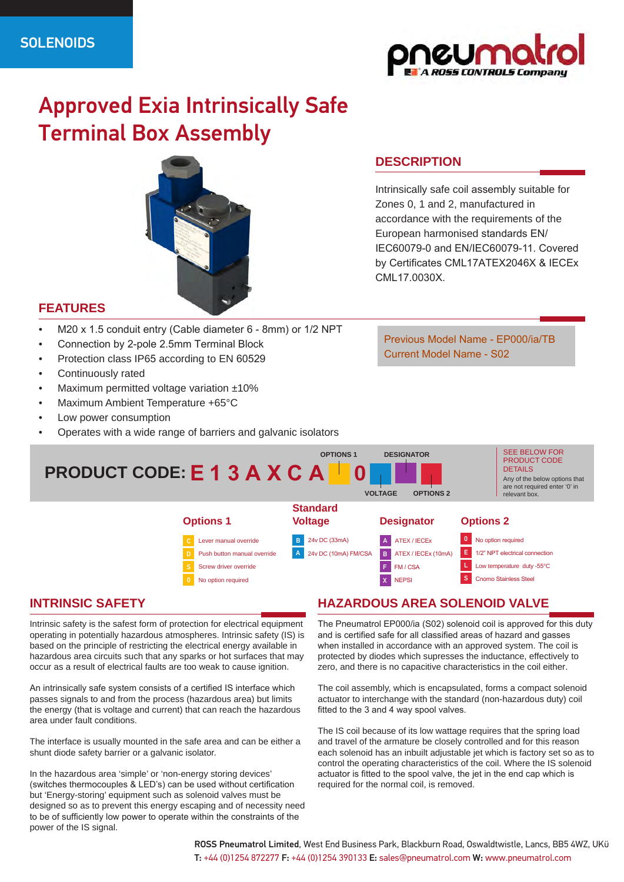SOLENOIDS

# Approved Exia Intrinsically Safe Terminal Box Assembly

## DESCRIPTION

Intrinsically safe coil assembly suitable for Zones 0, 1 and 2, manufactured in accordance with the requirements of the European harmonised standards EN/ IEC60079-0 and EN/IEC60079-11. Covered by Certificates CML17ATEX2046X & IECEx CML17.0030X.

## FEATURES

- M20 x 1.5 conduit entry (Cable diameter 6 - 8mm) or 1/2 NPT
- Connection by 2-pole 2.5mm Terminal Block
- Protection class IP65 according to EN 60529
- Continuously rated
- Maximum permitted voltage variation ±10%
- Maximum Ambient Temperature +65°C
- Low power consumption
- Operates with a wide range of barriers and galvanic isolators

Previous Model Name - EP000/ia/TB
Current Model Name - S02

**PRODUCT CODE: E 1 3 A X C A [OPTIONS 1] 0 [VOLTAGE] [DESIGNATOR] [OPTIONS 2]**

SEE BELOW FOR PRODUCT CODE DETAILS

Any of the below options that are not required enter '0' in relevant box.

| Options 1 | Standard Voltage | Designator | Options 2 |
|---|---|---|---|
| C - Lever manual override | B - 24v DC (33mA) | A - ATEX / IECEx | 0 - No option required |
| D - Push button manual override | A - 24v DC (10mA) FM/CSA | B - ATEX / IECEx (10mA) | E - 1/2" NPT electrical connection |
| S - Screw driver override | | F - FM / CSA | L - Low temperature duty -55°C |
| 0 - No option required | | X - NEPSI | S - Cnomo Stainless Steel |

## INTRINSIC SAFETY

Intrinsic safety is the safest form of protection for electrical equipment operating in potentially hazardous atmospheres. Intrinsic safety (IS) is based on the principle of restricting the electrical energy available in hazardous area circuits such that any sparks or hot surfaces that may occur as a result of electrical faults are too weak to cause ignition.

An intrinsically safe system consists of a certified IS interface which passes signals to and from the process (hazardous area) but limits the energy (that is voltage and current) that can reach the hazardous area under fault conditions.

The interface is usually mounted in the safe area and can be either a shunt diode safety barrier or a galvanic isolator.

In the hazardous area 'simple' or 'non-energy storing devices' (switches thermocouples & LED's) can be used without certification but 'Energy-storing' equipment such as solenoid valves must be designed so as to prevent this energy escaping and of necessity need to be of sufficiently low power to operate within the constraints of the power of the IS signal.

## HAZARDOUS AREA SOLENOID VALVE

The Pneumatrol EP000/ia (S02) solenoid coil is approved for this duty and is certified safe for all classified areas of hazard and gasses when installed in accordance with an approved system. The coil is protected by diodes which supresses the inductance, effectively to zero, and there is no capacitive characteristics in the coil either.

The coil assembly, which is encapsulated, forms a compact solenoid actuator to interchange with the standard (non-hazardous duty) coil fitted to the 3 and 4 way spool valves.

The IS coil because of its low wattage requires that the spring load and travel of the armature be closely controlled and for this reason each solenoid has an inbuilt adjustable jet which is factory set so as to control the operating characteristics of the coil. Where the IS solenoid actuator is fitted to the spool valve, the jet in the end cap which is required for the normal coil, is removed.

**ROSS Pneumatrol Limited**, West End Business Park, Blackburn Road, Oswaldtwistle, Lancs, BB5 4WZ, UK
**T:** +44 (0)1254 872277 **F:** +44 (0)1254 390133 **E:** sales@pneumatrol.com **W:** www.pneumatrol.com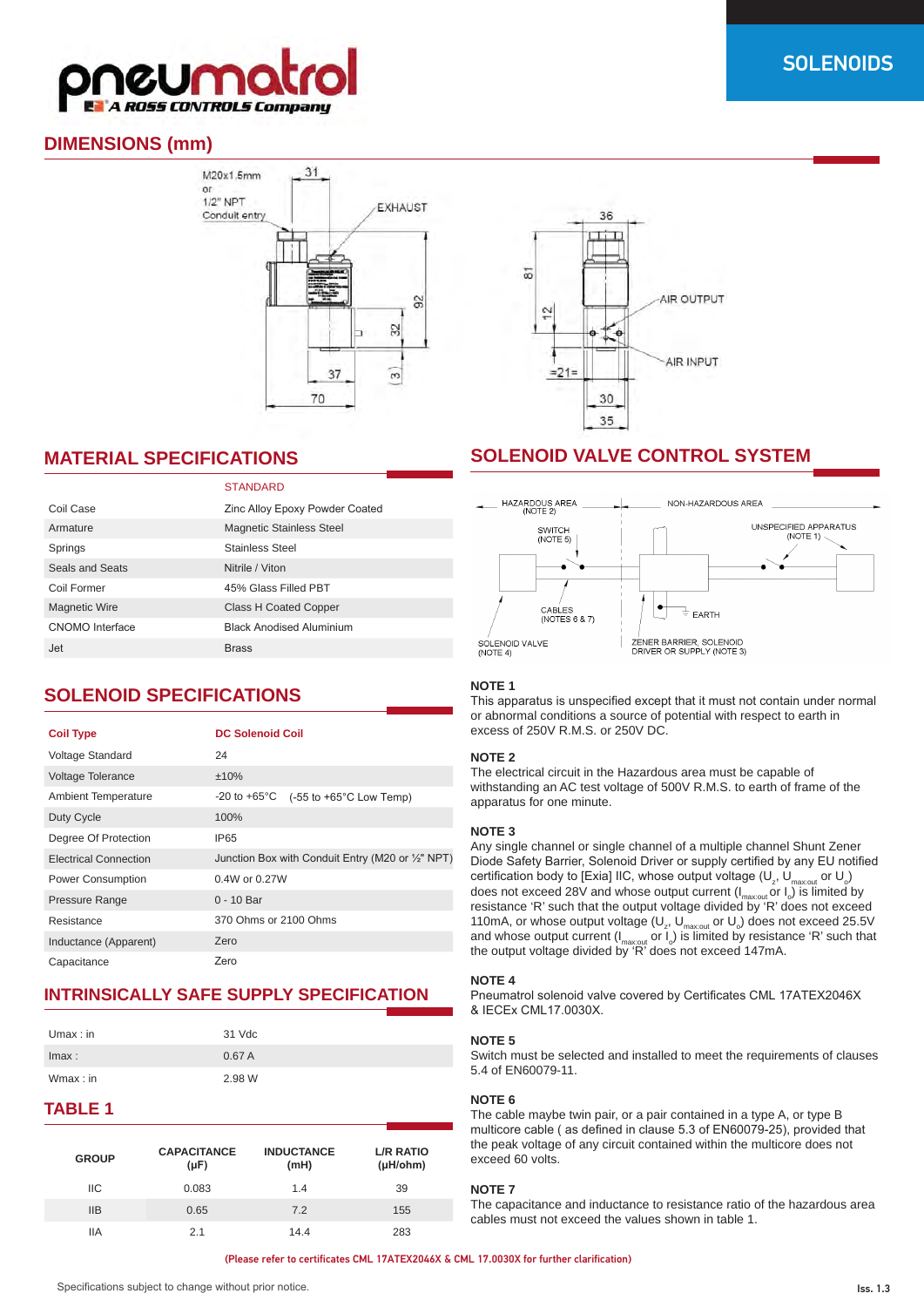SOLENOIDS

## DIMENSIONS (mm)

M20x1.5mm
or
1/2" NPT
Conduit entry

31

EXHAUST

92

32

37

70

(3)

36

81

12

=21=

30

35

AIR OUTPUT

AIR INPUT

## MATERIAL SPECIFICATIONS

| | STANDARD |
|---|---|
| Coil Case | Zinc Alloy Epoxy Powder Coated |
| Armature | Magnetic Stainless Steel |
| Springs | Stainless Steel |
| Seals and Seats | Nitrile / Viton |
| Coil Former | 45% Glass Filled PBT |
| Magnetic Wire | Class H Coated Copper |
| CNOMO Interface | Black Anodised Aluminium |
| Jet | Brass |

## SOLENOID SPECIFICATIONS

| Coil Type | DC Solenoid Coil |
|---|---|
| Voltage Standard | 24 |
| Voltage Tolerance | ±10% |
| Ambient Temperature | -20 to +65°C (-55 to +65°C Low Temp) |
| Duty Cycle | 100% |
| Degree Of Protection | IP65 |
| Electrical Connection | Junction Box with Conduit Entry (M20 or ½" NPT) |
| Power Consumption | 0.4W or 0.27W |
| Pressure Range | 0 - 10 Bar |
| Resistance | 370 Ohms or 2100 Ohms |
| Inductance (Apparent) | Zero |
| Capacitance | Zero |

## INTRINSICALLY SAFE SUPPLY SPECIFICATION

| | |
|---|---|
| Umax : in | 31 Vdc |
| Imax : | 0.67 A |
| Wmax : in | 2.98 W |

## TABLE 1

| GROUP | CAPACITANCE (μF) | INDUCTANCE (mH) | L/R RATIO (μH/ohm) |
|---|---|---|---|
| IIC | 0.083 | 1.4 | 39 |
| IIB | 0.65 | 7.2 | 155 |
| IIA | 2.1 | 14.4 | 283 |

## SOLENOID VALVE CONTROL SYSTEM

HAZARDOUS AREA (NOTE 2)

NON-HAZARDOUS AREA

SWITCH (NOTE 5)

UNSPECIFIED APPARATUS (NOTE 1)

CABLES (NOTES 6 & 7)

EARTH

SOLENOID VALVE (NOTE 4)

ZENER BARRIER, SOLENOID DRIVER OR SUPPLY (NOTE 3)

**NOTE 1**
This apparatus is unspecified except that it must not contain under normal or abnormal conditions a source of potential with respect to earth in excess of 250V R.M.S. or 250V DC.

**NOTE 2**
The electrical circuit in the Hazardous area must be capable of withstanding an AC test voltage of 500V R.M.S. to earth of frame of the apparatus for one minute.

**NOTE 3**
Any single channel or single channel of a multiple channel Shunt Zener Diode Safety Barrier, Solenoid Driver or supply certified by any EU notified certification body to [Exia] IIC, whose output voltage ($U_z$, $U_{max:out}$ or $U_o$) does not exceed 28V and whose output current ($I_{max:out}$ or $I_o$) is limited by resistance 'R' such that the output voltage divided by 'R' does not exceed 110mA, or whose output voltage ($U_z$, $U_{max:out}$ or $U_o$) does not exceed 25.5V and whose output current ($I_{max:out}$ or $I_o$) is limited by resistance 'R' such that the output voltage divided by 'R' does not exceed 147mA.

**NOTE 4**
Pneumatrol solenoid valve covered by Certificates CML 17ATEX2046X & IECEx CML17.0030X.

**NOTE 5**
Switch must be selected and installed to meet the requirements of clauses 5.4 of EN60079-11.

**NOTE 6**
The cable maybe twin pair, or a pair contained in a type A, or type B multicore cable ( as defined in clause 5.3 of EN60079-25), provided that the peak voltage of any circuit contained within the multicore does not exceed 60 volts.

**NOTE 7**
The capacitance and inductance to resistance ratio of the hazardous area cables must not exceed the values shown in table 1.

(Please refer to certificates CML 17ATEX2046X & CML 17.0030X for further clarification)

Specifications subject to change without prior notice.

Iss. 1.3